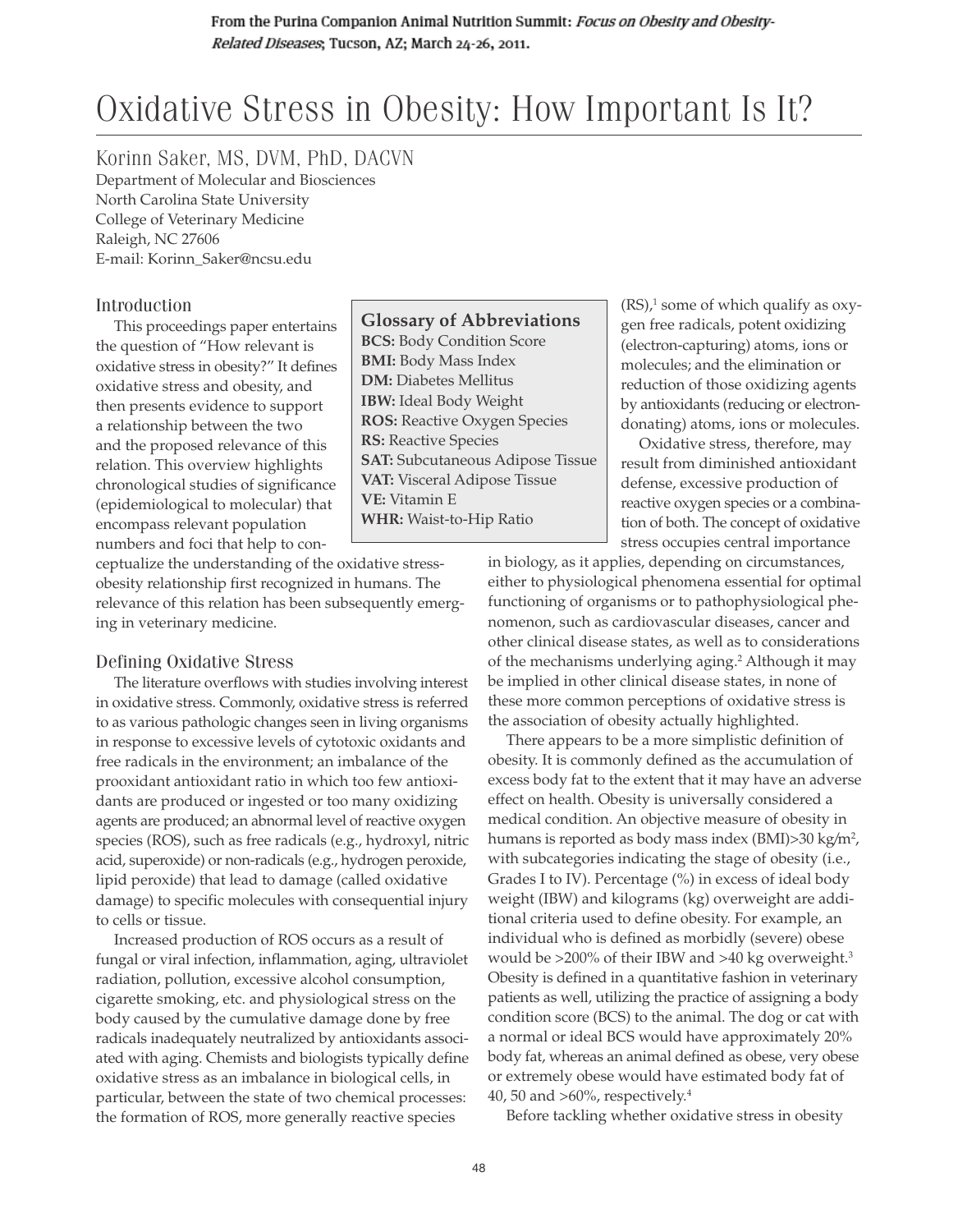From the Purina Companion Animal Nutrition Summit: *Focus on Obesity and Obesity-Related Diseases*; Tucson, AZ; March 24-26, 2011.

# Oxidative Stress in Obesity: How Important Is It?

Korinn Saker, MS, DVM, PhD, DACVN
Department of Molecular and Biosciences
North Carolina State University
College of Veterinary Medicine
Raleigh, NC 27606
E-mail: Korinn_Saker@ncsu.edu

**Glossary of Abbreviations**
**BCS:** Body Condition Score
**BMI:** Body Mass Index
**DM:** Diabetes Mellitus
**IBW:** Ideal Body Weight
**ROS:** Reactive Oxygen Species
**RS:** Reactive Species
**SAT:** Subcutaneous Adipose Tissue
**VAT:** Visceral Adipose Tissue
**VE:** Vitamin E
**WHR:** Waist-to-Hip Ratio

## Introduction

This proceedings paper entertains the question of "How relevant is oxidative stress in obesity?" It defines oxidative stress and obesity, and then presents evidence to support a relationship between the two and the proposed relevance of this relation. This overview highlights chronological studies of significance (epidemiological to molecular) that encompass relevant population numbers and foci that help to conceptualize the understanding of the oxidative stress-obesity relationship first recognized in humans. The relevance of this relation has been subsequently emerging in veterinary medicine.

## Defining Oxidative Stress

The literature overflows with studies involving interest in oxidative stress. Commonly, oxidative stress is referred to as various pathologic changes seen in living organisms in response to excessive levels of cytotoxic oxidants and free radicals in the environment; an imbalance of the prooxidant antioxidant ratio in which too few antioxidants are produced or ingested or too many oxidizing agents are produced; an abnormal level of reactive oxygen species (ROS), such as free radicals (e.g., hydroxyl, nitric acid, superoxide) or non-radicals (e.g., hydrogen peroxide, lipid peroxide) that lead to damage (called oxidative damage) to specific molecules with consequential injury to cells or tissue.

Increased production of ROS occurs as a result of fungal or viral infection, inflammation, aging, ultraviolet radiation, pollution, excessive alcohol consumption, cigarette smoking, etc. and physiological stress on the body caused by the cumulative damage done by free radicals inadequately neutralized by antioxidants associated with aging. Chemists and biologists typically define oxidative stress as an imbalance in biological cells, in particular, between the state of two chemical processes: the formation of ROS, more generally reactive species (RS),[1] some of which qualify as oxygen free radicals, potent oxidizing (electron-capturing) atoms, ions or molecules; and the elimination or reduction of those oxidizing agents by antioxidants (reducing or electron-donating) atoms, ions or molecules.

Oxidative stress, therefore, may result from diminished antioxidant defense, excessive production of reactive oxygen species or a combination of both. The concept of oxidative stress occupies central importance in biology, as it applies, depending on circumstances, either to physiological phenomena essential for optimal functioning of organisms or to pathophysiological phenomenon, such as cardiovascular diseases, cancer and other clinical disease states, as well as to considerations of the mechanisms underlying aging.[2] Although it may be implied in other clinical disease states, in none of these more common perceptions of oxidative stress is the association of obesity actually highlighted.

There appears to be a more simplistic definition of obesity. It is commonly defined as the accumulation of excess body fat to the extent that it may have an adverse effect on health. Obesity is universally considered a medical condition. An objective measure of obesity in humans is reported as body mass index (BMI)>30 kg/m$^2$, with subcategories indicating the stage of obesity (i.e., Grades I to IV). Percentage (%) in excess of ideal body weight (IBW) and kilograms (kg) overweight are additional criteria used to define obesity. For example, an individual who is defined as morbidly (severe) obese would be >200% of their IBW and >40 kg overweight.[3] Obesity is defined in a quantitative fashion in veterinary patients as well, utilizing the practice of assigning a body condition score (BCS) to the animal. The dog or cat with a normal or ideal BCS would have approximately 20% body fat, whereas an animal defined as obese, very obese or extremely obese would have estimated body fat of 40, 50 and >60%, respectively.[4]

Before tackling whether oxidative stress in obesity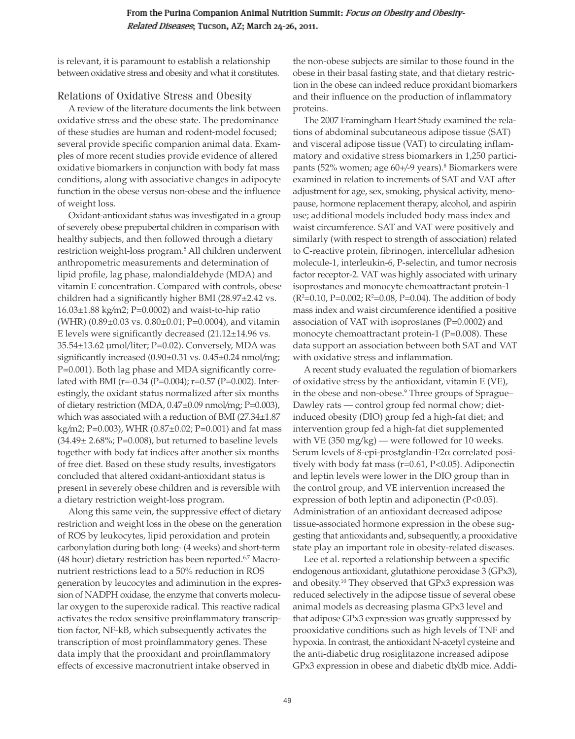is relevant, it is paramount to establish a relationship between oxidative stress and obesity and what it constitutes.

## Relations of Oxidative Stress and Obesity

A review of the literature documents the link between oxidative stress and the obese state. The predominance of these studies are human and rodent-model focused; several provide specific companion animal data. Examples of more recent studies provide evidence of altered oxidative biomarkers in conjunction with body fat mass conditions, along with associative changes in adipocyte function in the obese versus non-obese and the influence of weight loss.

Oxidant-antioxidant status was investigated in a group of severely obese prepubertal children in comparison with healthy subjects, and then followed through a dietary restriction weight-loss program.[5] All children underwent anthropometric measurements and determination of lipid profile, lag phase, malondialdehyde (MDA) and vitamin E concentration. Compared with controls, obese children had a significantly higher BMI (28.97±2.42 vs. 16.03±1.88 kg/m2; P=0.0002) and waist-to-hip ratio (WHR) (0.89±0.03 vs. 0.80±0.01; P=0.0004), and vitamin E levels were significantly decreased (21.12±14.96 vs. 35.54±13.62 µmol/liter; P=0.02). Conversely, MDA was significantly increased (0.90±0.31 vs. 0.45±0.24 nmol/mg; P=0.001). Both lag phase and MDA significantly correlated with BMI (r=-0.34 (P=0.004); r=0.57 (P=0.002). Interestingly, the oxidant status normalized after six months of dietary restriction (MDA, 0.47±0.09 nmol/mg; P=0.003), which was associated with a reduction of BMI (27.34±1.87 kg/m2; P=0.003), WHR (0.87±0.02; P=0.001) and fat mass (34.49± 2.68%; P=0.008), but returned to baseline levels together with body fat indices after another six months of free diet. Based on these study results, investigators concluded that altered oxidant-antioxidant status is present in severely obese children and is reversible with a dietary restriction weight-loss program.

Along this same vein, the suppressive effect of dietary restriction and weight loss in the obese on the generation of ROS by leukocytes, lipid peroxidation and protein carbonylation during both long- (4 weeks) and short-term (48 hour) dietary restriction has been reported.[6,7] Macronutrient restrictions lead to a 50% reduction in ROS generation by leucocytes and adiminution in the expression of NADPH oxidase, the enzyme that converts molecular oxygen to the superoxide radical. This reactive radical activates the redox sensitive proinflammatory transcription factor, NF-kB, which subsequently activates the transcription of most proinflammatory genes. These data imply that the prooxidant and proinflammatory effects of excessive macronutrient intake observed in the non-obese subjects are similar to those found in the obese in their basal fasting state, and that dietary restriction in the obese can indeed reduce proxidant biomarkers and their influence on the production of inflammatory proteins.

The 2007 Framingham Heart Study examined the relations of abdominal subcutaneous adipose tissue (SAT) and visceral adipose tissue (VAT) to circulating inflammatory and oxidative stress biomarkers in 1,250 participants (52% women; age 60+/-9 years).[8] Biomarkers were examined in relation to increments of SAT and VAT after adjustment for age, sex, smoking, physical activity, menopause, hormone replacement therapy, alcohol, and aspirin use; additional models included body mass index and waist circumference. SAT and VAT were positively and similarly (with respect to strength of association) related to C-reactive protein, fibrinogen, intercellular adhesion molecule-1, interleukin-6, P-selectin, and tumor necrosis factor receptor-2. VAT was highly associated with urinary isoprostanes and monocyte chemoattractant protein-1 ($R^2$=0.10, P=0.002; $R^2$=0.08, P=0.04). The addition of body mass index and waist circumference identified a positive association of VAT with isoprostanes (P=0.0002) and monocyte chemoattractant protein-1 (P=0.008). These data support an association between both SAT and VAT with oxidative stress and inflammation.

A recent study evaluated the regulation of biomarkers of oxidative stress by the antioxidant, vitamin E (VE), in the obese and non-obese.[9] Three groups of Sprague–Dawley rats — control group fed normal chow; diet-induced obesity (DIO) group fed a high-fat diet; and intervention group fed a high-fat diet supplemented with VE (350 mg/kg) — were followed for 10 weeks. Serum levels of 8-epi-prostglandin-F2α correlated positively with body fat mass (r=0.61, P<0.05). Adiponectin and leptin levels were lower in the DIO group than in the control group, and VE intervention increased the expression of both leptin and adiponectin (P<0.05). Administration of an antioxidant decreased adipose tissue-associated hormone expression in the obese suggesting that antioxidants and, subsequently, a prooxidative state play an important role in obesity-related diseases.

Lee et al. reported a relationship between a specific endogenous antioxidant, glutathione peroxidase 3 (GPx3), and obesity.[10] They observed that GPx3 expression was reduced selectively in the adipose tissue of several obese animal models as decreasing plasma GPx3 level and that adipose GPx3 expression was greatly suppressed by prooxidative conditions such as high levels of TNF and hypoxia. In contrast, the antioxidant N-acetyl cysteine and the anti-diabetic drug rosiglitazone increased adipose GPx3 expression in obese and diabetic db/db mice. Addi-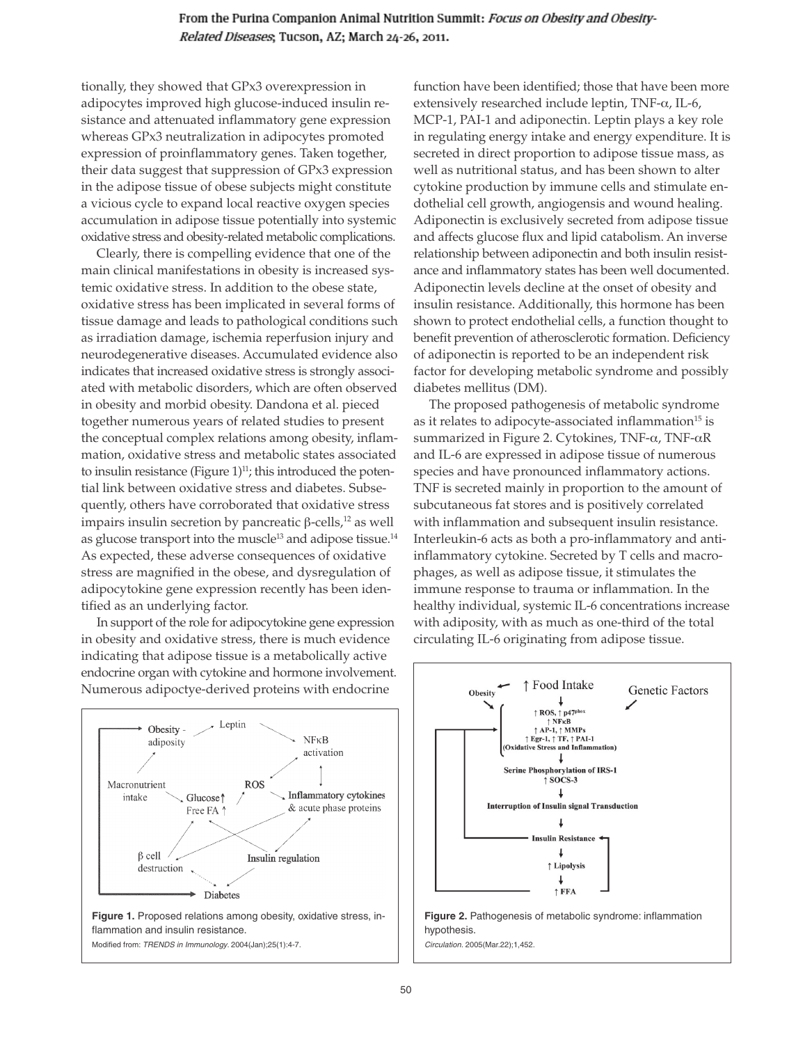tionally, they showed that GPx3 overexpression in adipocytes improved high glucose-induced insulin resistance and attenuated inflammatory gene expression whereas GPx3 neutralization in adipocytes promoted expression of proinflammatory genes. Taken together, their data suggest that suppression of GPx3 expression in the adipose tissue of obese subjects might constitute a vicious cycle to expand local reactive oxygen species accumulation in adipose tissue potentially into systemic oxidative stress and obesity-related metabolic complications.

Clearly, there is compelling evidence that one of the main clinical manifestations in obesity is increased systemic oxidative stress. In addition to the obese state, oxidative stress has been implicated in several forms of tissue damage and leads to pathological conditions such as irradiation damage, ischemia reperfusion injury and neurodegenerative diseases. Accumulated evidence also indicates that increased oxidative stress is strongly associated with metabolic disorders, which are often observed in obesity and morbid obesity. Dandona et al. pieced together numerous years of related studies to present the conceptual complex relations among obesity, inflammation, oxidative stress and metabolic states associated to insulin resistance (Figure 1)[11]; this introduced the potential link between oxidative stress and diabetes. Subsequently, others have corroborated that oxidative stress impairs insulin secretion by pancreatic β-cells,[12] as well as glucose transport into the muscle[13] and adipose tissue.[14] As expected, these adverse consequences of oxidative stress are magnified in the obese, and dysregulation of adipocytokine gene expression recently has been identified as an underlying factor.

In support of the role for adipocytokine gene expression in obesity and oxidative stress, there is much evidence indicating that adipose tissue is a metabolically active endocrine organ with cytokine and hormone involvement. Numerous adipoctye-derived proteins with endocrine function have been identified; those that have been more extensively researched include leptin, TNF-α, IL-6, MCP-1, PAI-1 and adiponectin. Leptin plays a key role in regulating energy intake and energy expenditure. It is secreted in direct proportion to adipose tissue mass, as well as nutritional status, and has been shown to alter cytokine production by immune cells and stimulate endothelial cell growth, angiogensis and wound healing. Adiponectin is exclusively secreted from adipose tissue and affects glucose flux and lipid catabolism. An inverse relationship between adiponectin and both insulin resistance and inflammatory states has been well documented. Adiponectin levels decline at the onset of obesity and insulin resistance. Additionally, this hormone has been shown to protect endothelial cells, a function thought to benefit prevention of atherosclerotic formation. Deficiency of adiponectin is reported to be an independent risk factor for developing metabolic syndrome and possibly diabetes mellitus (DM).

The proposed pathogenesis of metabolic syndrome as it relates to adipocyte-associated inflammation[15] is summarized in Figure 2. Cytokines, TNF-α, TNF-αR and IL-6 are expressed in adipose tissue of numerous species and have pronounced inflammatory actions. TNF is secreted mainly in proportion to the amount of subcutaneous fat stores and is positively correlated with inflammation and subsequent insulin resistance. Interleukin-6 acts as both a pro-inflammatory and anti-inflammatory cytokine. Secreted by T cells and macrophages, as well as adipose tissue, it stimulates the immune response to trauma or inflammation. In the healthy individual, systemic IL-6 concentrations increase with adiposity, with as much as one-third of the total circulating IL-6 originating from adipose tissue.

**Figure 1.** Proposed relations among obesity, oxidative stress, inflammation and insulin resistance.

Modified from: *TRENDS in Immunology*. 2004(Jan);25(1):4-7.

**Figure 2.** Pathogenesis of metabolic syndrome: inflammation hypothesis.

*Circulation*. 2005(Mar.22);1,452.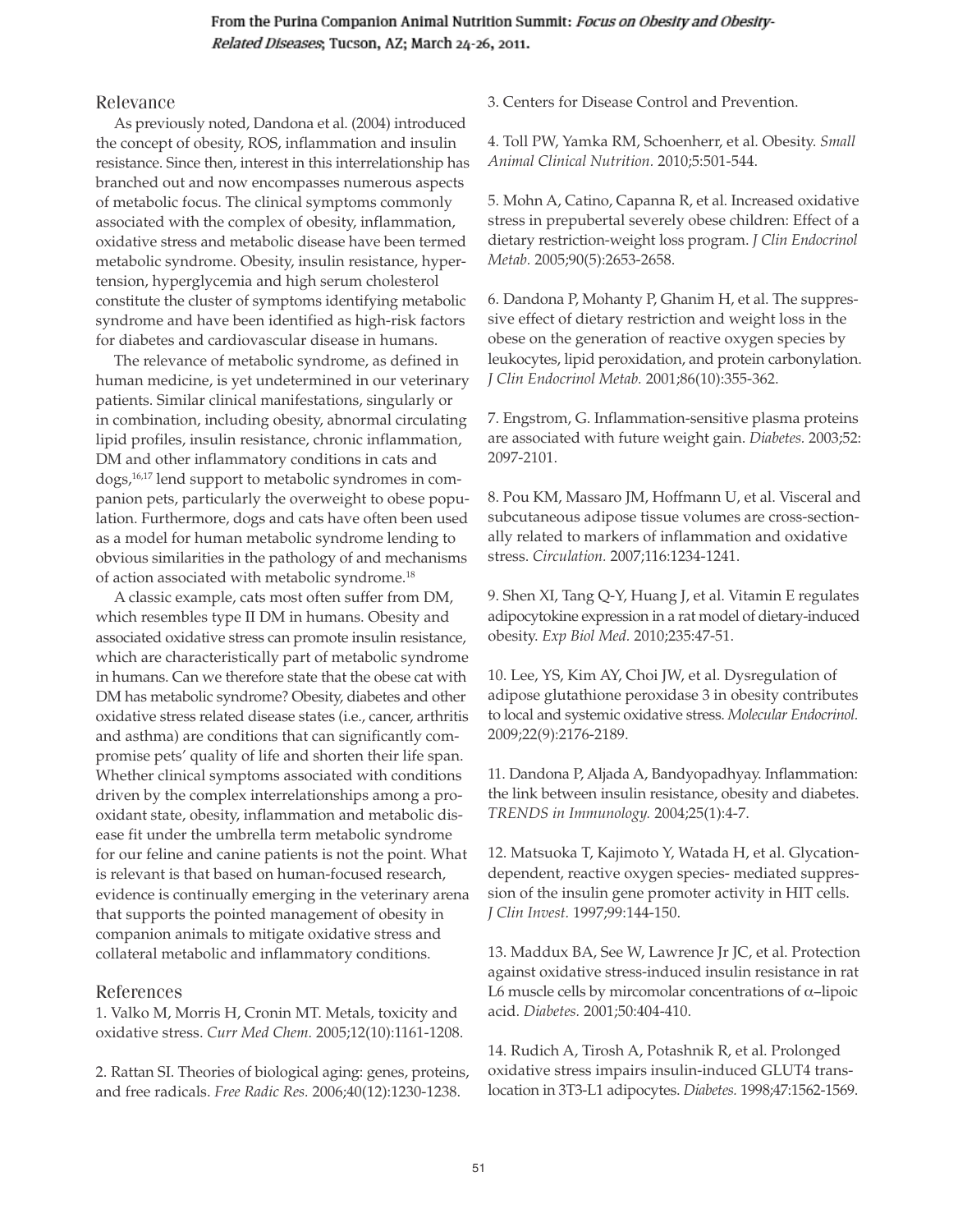## Relevance

As previously noted, Dandona et al. (2004) introduced the concept of obesity, ROS, inflammation and insulin resistance. Since then, interest in this interrelationship has branched out and now encompasses numerous aspects of metabolic focus. The clinical symptoms commonly associated with the complex of obesity, inflammation, oxidative stress and metabolic disease have been termed metabolic syndrome. Obesity, insulin resistance, hypertension, hyperglycemia and high serum cholesterol constitute the cluster of symptoms identifying metabolic syndrome and have been identified as high-risk factors for diabetes and cardiovascular disease in humans.

The relevance of metabolic syndrome, as defined in human medicine, is yet undetermined in our veterinary patients. Similar clinical manifestations, singularly or in combination, including obesity, abnormal circulating lipid profiles, insulin resistance, chronic inflammation, DM and other inflammatory conditions in cats and dogs,[16,17] lend support to metabolic syndromes in companion pets, particularly the overweight to obese population. Furthermore, dogs and cats have often been used as a model for human metabolic syndrome lending to obvious similarities in the pathology of and mechanisms of action associated with metabolic syndrome.[18]

A classic example, cats most often suffer from DM, which resembles type II DM in humans. Obesity and associated oxidative stress can promote insulin resistance, which are characteristically part of metabolic syndrome in humans. Can we therefore state that the obese cat with DM has metabolic syndrome? Obesity, diabetes and other oxidative stress related disease states (i.e., cancer, arthritis and asthma) are conditions that can significantly compromise pets' quality of life and shorten their life span. Whether clinical symptoms associated with conditions driven by the complex interrelationships among a pro-oxidant state, obesity, inflammation and metabolic disease fit under the umbrella term metabolic syndrome for our feline and canine patients is not the point. What is relevant is that based on human-focused research, evidence is continually emerging in the veterinary arena that supports the pointed management of obesity in companion animals to mitigate oxidative stress and collateral metabolic and inflammatory conditions.

## References

1. Valko M, Morris H, Cronin MT. Metals, toxicity and oxidative stress. *Curr Med Chem.* 2005;12(10):1161-1208.

2. Rattan SI. Theories of biological aging: genes, proteins, and free radicals. *Free Radic Res.* 2006;40(12):1230-1238.

3. Centers for Disease Control and Prevention.

4. Toll PW, Yamka RM, Schoenherr, et al. Obesity. *Small Animal Clinical Nutrition.* 2010;5:501-544.

5. Mohn A, Catino, Capanna R, et al. Increased oxidative stress in prepubertal severely obese children: Effect of a dietary restriction-weight loss program. *J Clin Endocrinol Metab.* 2005;90(5):2653-2658.

6. Dandona P, Mohanty P, Ghanim H, et al. The suppressive effect of dietary restriction and weight loss in the obese on the generation of reactive oxygen species by leukocytes, lipid peroxidation, and protein carbonylation. *J Clin Endocrinol Metab.* 2001;86(10):355-362.

7. Engstrom, G. Inflammation-sensitive plasma proteins are associated with future weight gain. *Diabetes.* 2003;52: 2097-2101.

8. Pou KM, Massaro JM, Hoffmann U, et al. Visceral and subcutaneous adipose tissue volumes are cross-sectionally related to markers of inflammation and oxidative stress. *Circulation.* 2007;116:1234-1241.

9. Shen XI, Tang Q-Y, Huang J, et al. Vitamin E regulates adipocytokine expression in a rat model of dietary-induced obesity. *Exp Biol Med.* 2010;235:47-51.

10. Lee, YS, Kim AY, Choi JW, et al. Dysregulation of adipose glutathione peroxidase 3 in obesity contributes to local and systemic oxidative stress. *Molecular Endocrinol.* 2009;22(9):2176-2189.

11. Dandona P, Aljada A, Bandyopadhyay. Inflammation: the link between insulin resistance, obesity and diabetes. *TRENDS in Immunology.* 2004;25(1):4-7.

12. Matsuoka T, Kajimoto Y, Watada H, et al. Glycation-dependent, reactive oxygen species- mediated suppression of the insulin gene promoter activity in HIT cells. *J Clin Invest.* 1997;99:144-150.

13. Maddux BA, See W, Lawrence Jr JC, et al. Protection against oxidative stress-induced insulin resistance in rat L6 muscle cells by mircomolar concentrations of α–lipoic acid. *Diabetes.* 2001;50:404-410.

14. Rudich A, Tirosh A, Potashnik R, et al. Prolonged oxidative stress impairs insulin-induced GLUT4 translocation in 3T3-L1 adipocytes. *Diabetes.* 1998;47:1562-1569.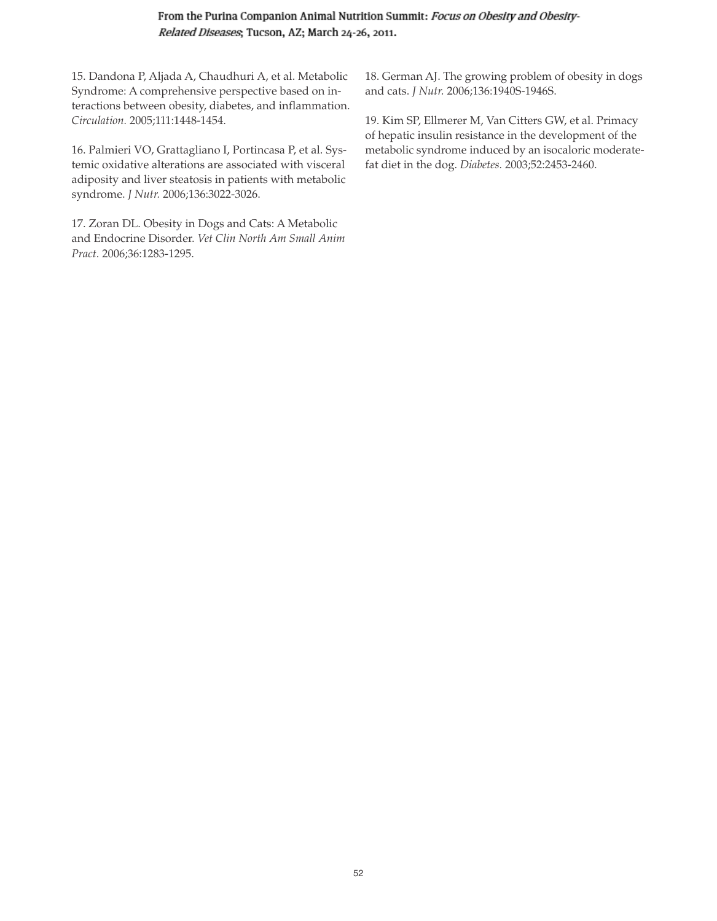15. Dandona P, Aljada A, Chaudhuri A, et al. Metabolic Syndrome: A comprehensive perspective based on interactions between obesity, diabetes, and inflammation. *Circulation.* 2005;111:1448-1454.

16. Palmieri VO, Grattagliano I, Portincasa P, et al. Systemic oxidative alterations are associated with visceral adiposity and liver steatosis in patients with metabolic syndrome. *J Nutr.* 2006;136:3022-3026.

17. Zoran DL. Obesity in Dogs and Cats: A Metabolic and Endocrine Disorder. *Vet Clin North Am Small Anim Pract.* 2006;36:1283-1295.

18. German AJ. The growing problem of obesity in dogs and cats. *J Nutr.* 2006;136:1940S-1946S.

19. Kim SP, Ellmerer M, Van Citters GW, et al. Primacy of hepatic insulin resistance in the development of the metabolic syndrome induced by an isocaloric moderate-fat diet in the dog. *Diabetes.* 2003;52:2453-2460.